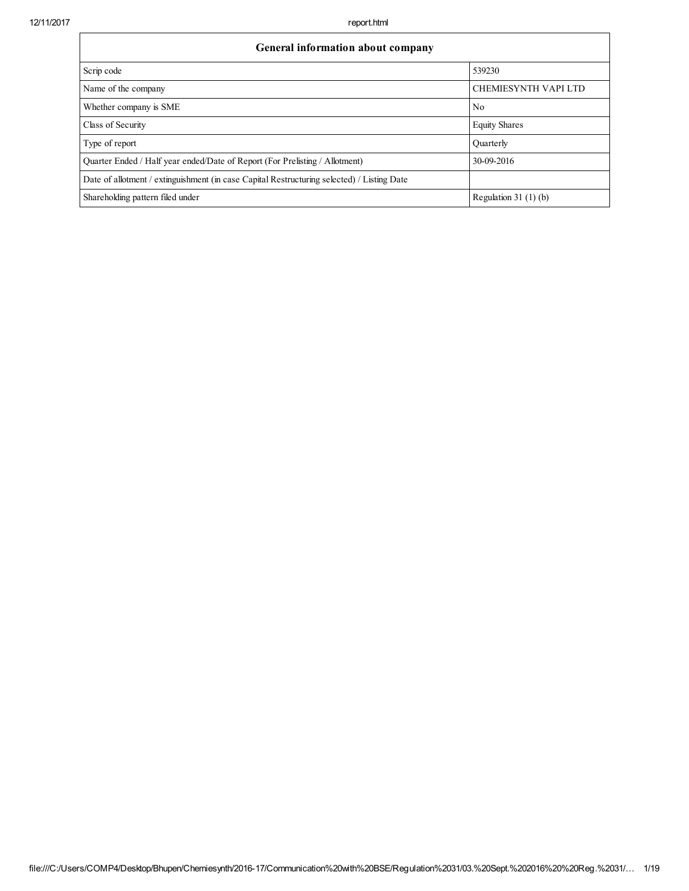| General information about company | |
|---|---|
| Scrip code | 539230 |
| Name of the company | CHEMIESYNTH VAPI LTD |
| Whether company is SME | No |
| Class of Security | Equity Shares |
| Type of report | Quarterly |
| Quarter Ended / Half year ended/Date of Report (For Prelisting / Allotment) | 30-09-2016 |
| Date of allotment / extinguishment (in case Capital Restructuring selected) / Listing Date | |
| Shareholding pattern filed under | Regulation 31 (1) (b) |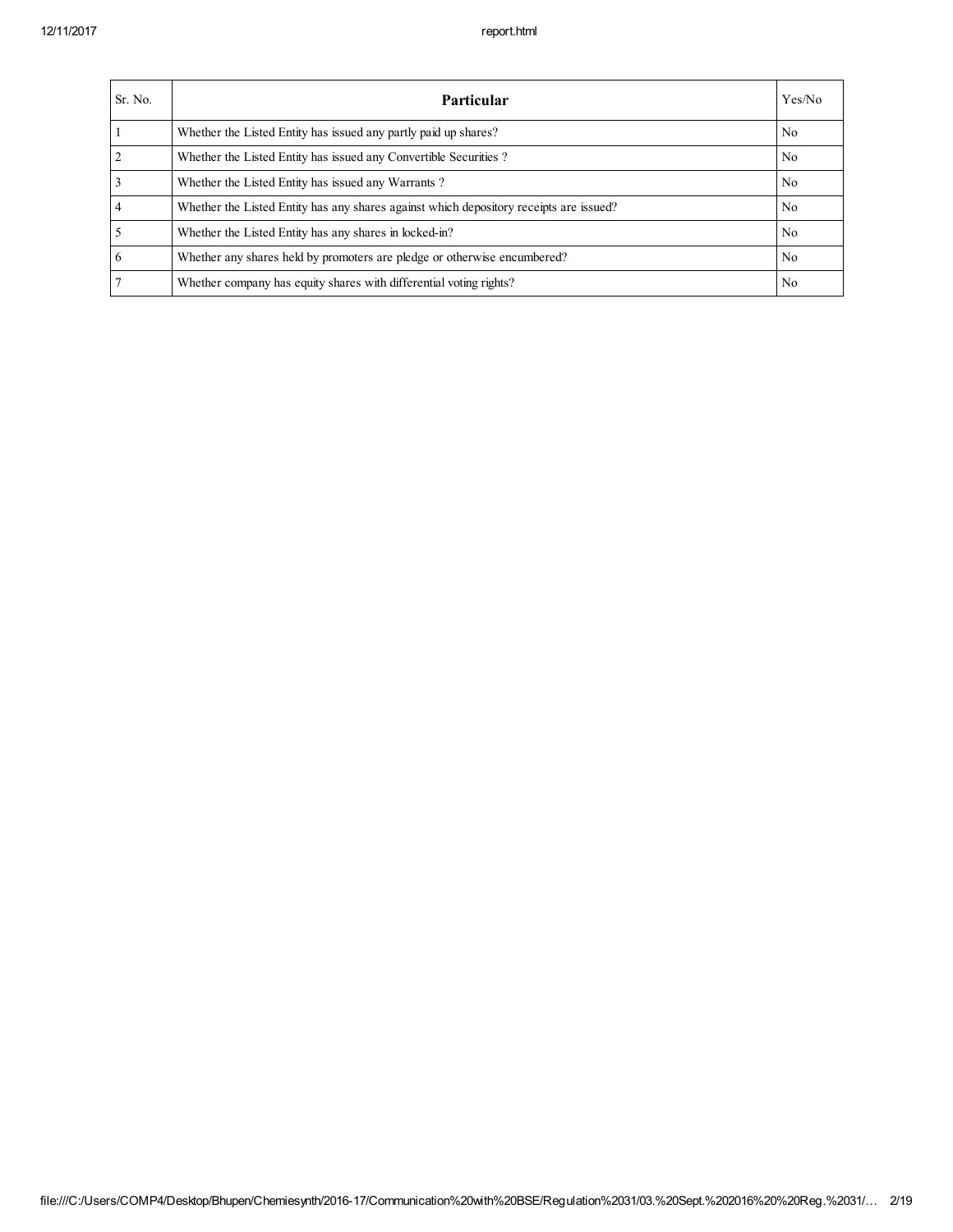| Sr. No. | Particular | Yes/No |
|---|---|---|
| 1 | Whether the Listed Entity has issued any partly paid up shares? | No |
| 2 | Whether the Listed Entity has issued any Convertible Securities ? | No |
| 3 | Whether the Listed Entity has issued any Warrants ? | No |
| 4 | Whether the Listed Entity has any shares against which depository receipts are issued? | No |
| 5 | Whether the Listed Entity has any shares in locked-in? | No |
| 6 | Whether any shares held by promoters are pledge or otherwise encumbered? | No |
| 7 | Whether company has equity shares with differential voting rights? | No |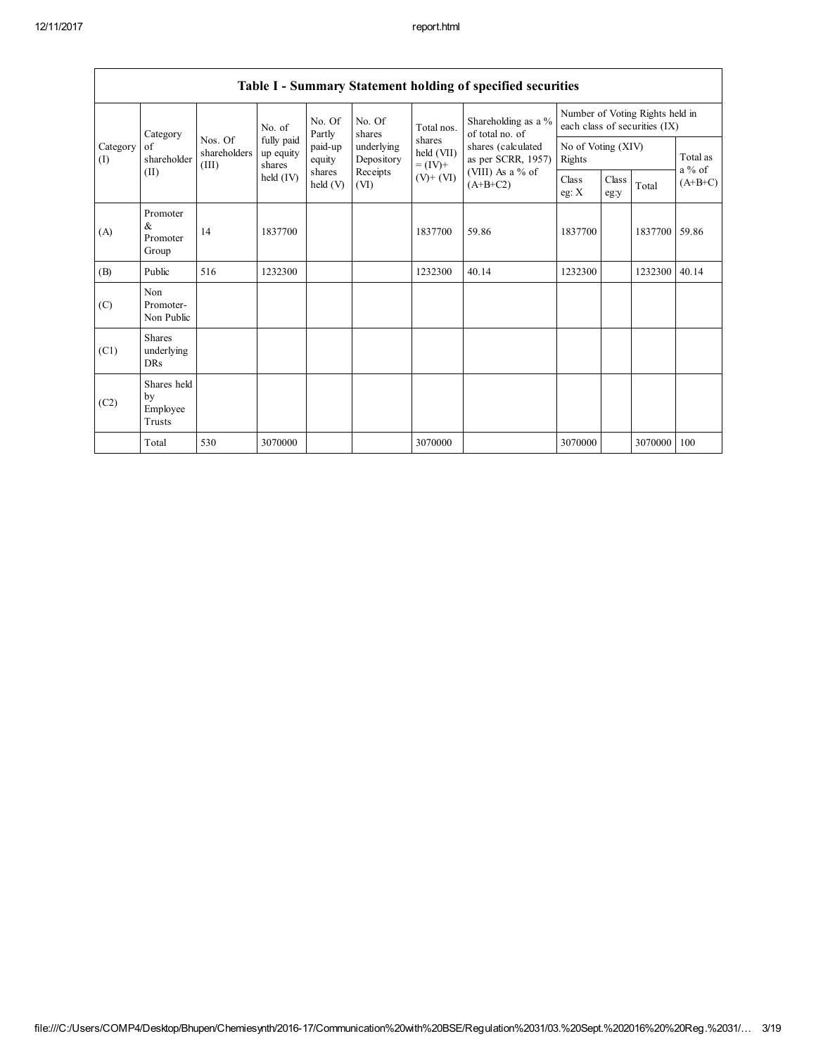## Table I - Summary Statement holding of specified securities

| Category (I) | Category of shareholder (II) | Nos. Of shareholders (III) | No. of fully paid up equity shares held (IV) | No. Of Partly paid-up equity shares held (V) | No. Of shares underlying Depository Receipts (VI) | Total nos. shares held (VII) = (IV)+ (V)+ (VI) | Shareholding as a % of total no. of shares (calculated as per SCRR, 1957) (VIII) As a % of (A+B+C2) | Number of Voting Rights held in each class of securities (IX) | | | |
|---|---|---|---|---|---|---|---|---|---|---|---|
| | | | | | | | | No of Voting (XIV) Rights | | | Total as a % of (A+B+C) |
| | | | | | | | | Class eg: X | Class eg:y | Total | |
| (A) | Promoter & Promoter Group | 14 | 1837700 | | | 1837700 | 59.86 | 1837700 | | 1837700 | 59.86 |
| (B) | Public | 516 | 1232300 | | | 1232300 | 40.14 | 1232300 | | 1232300 | 40.14 |
| (C) | Non Promoter- Non Public | | | | | | | | | | |
| (C1) | Shares underlying DRs | | | | | | | | | | |
| (C2) | Shares held by Employee Trusts | | | | | | | | | | |
| | Total | 530 | 3070000 | | | 3070000 | | 3070000 | | 3070000 | 100 |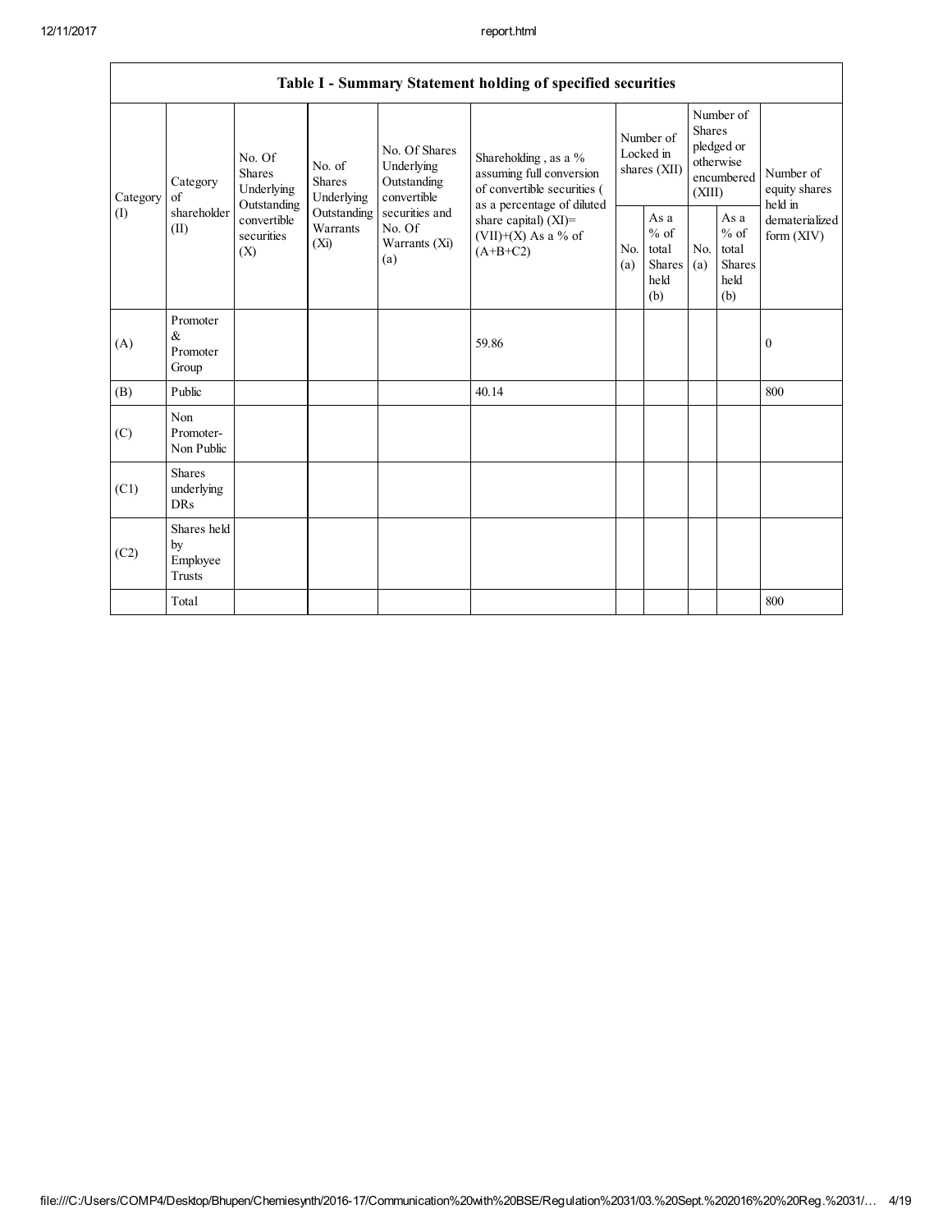| Table I - Summary Statement holding of specified securities | | | | | | | | | | |
|---|---|---|---|---|---|---|---|---|---|---|
| Category (I) | Category of shareholder (II) | No. Of Shares Underlying Outstanding convertible securities (X) | No. of Shares Underlying Outstanding Warrants (Xi) | No. Of Shares Underlying Outstanding convertible securities and No. Of Warrants (Xi) (a) | Shareholding , as a % assuming full conversion of convertible securities ( as a percentage of diluted share capital) (XI)= (VII)+(X) As a % of (A+B+C2) | Number of Locked in shares (XII) | | Number of Shares pledged or otherwise encumbered (XIII) | | Number of equity shares held in dematerialized form (XIV) |
| | | | | | | No. (a) | As a % of total Shares held (b) | No. (a) | As a % of total Shares held (b) | |
| (A) | Promoter & Promoter Group | | | | 59.86 | | | | | 0 |
| (B) | Public | | | | 40.14 | | | | | 800 |
| (C) | Non Promoter- Non Public | | | | | | | | | |
| (C1) | Shares underlying DRs | | | | | | | | | |
| (C2) | Shares held by Employee Trusts | | | | | | | | | |
| | Total | | | | | | | | | 800 |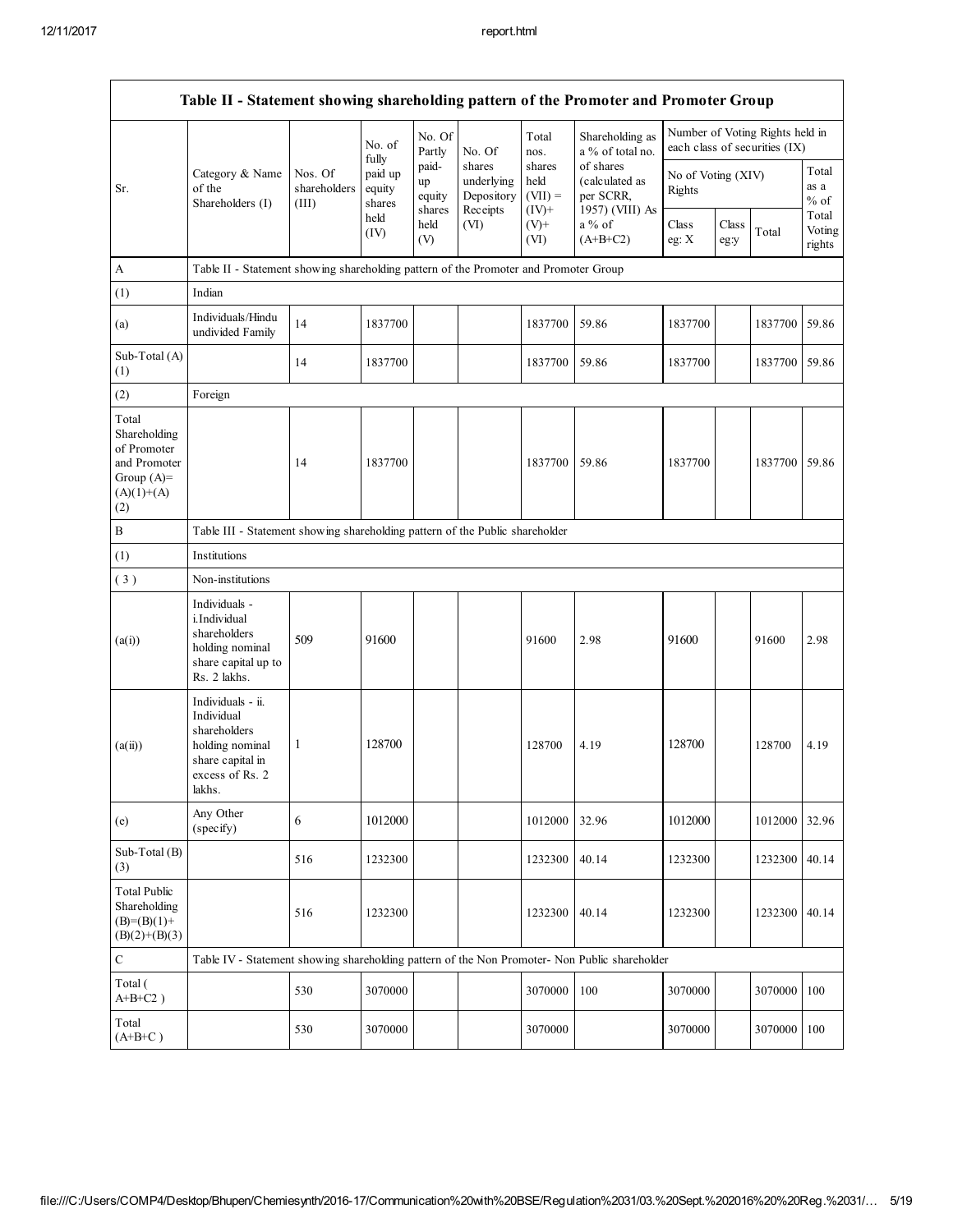| Table II - Statement showing shareholding pattern of the Promoter and Promoter Group | | | | | | | | | | | |
|---|---|---|---|---|---|---|---|---|---|---|---|
| Sr. | Category & Name of the Shareholders (I) | Nos. Of shareholders (III) | No. of fully paid up equity shares held (IV) | No. Of Partly paid-up equity shares held (V) | No. Of shares underlying Depository Receipts (VI) | Total nos. shares held (VII) = (IV)+ (V)+ (VI) | Shareholding as a % of total no. of shares (calculated as per SCRR, 1957) (VIII) As a % of (A+B+C2) | Number of Voting Rights held in each class of securities (IX) | | | |
| | | | | | | | | No of Voting (XIV) Rights | | | Total as a % of Total Voting rights |
| | | | | | | | | Class eg: X | Class eg:y | Total | |
| A | Table II - Statement showing shareholding pattern of the Promoter and Promoter Group | | | | | | | | | | |
| (1) | Indian | | | | | | | | | | |
| (a) | Individuals/Hindu undivided Family | 14 | 1837700 | | | 1837700 | 59.86 | 1837700 | | 1837700 | 59.86 |
| Sub-Total (A) (1) | | 14 | 1837700 | | | 1837700 | 59.86 | 1837700 | | 1837700 | 59.86 |
| (2) | Foreign | | | | | | | | | | |
| Total Shareholding of Promoter and Promoter Group (A)=(A)(1)+(A)(2) | | 14 | 1837700 | | | 1837700 | 59.86 | 1837700 | | 1837700 | 59.86 |
| B | Table III - Statement showing shareholding pattern of the Public shareholder | | | | | | | | | | |
| (1) | Institutions | | | | | | | | | | |
| ( 3 ) | Non-institutions | | | | | | | | | | |
| (a(i)) | Individuals - i.Individual shareholders holding nominal share capital up to Rs. 2 lakhs. | 509 | 91600 | | | 91600 | 2.98 | 91600 | | 91600 | 2.98 |
| (a(ii)) | Individuals - ii. Individual shareholders holding nominal share capital in excess of Rs. 2 lakhs. | 1 | 128700 | | | 128700 | 4.19 | 128700 | | 128700 | 4.19 |
| (e) | Any Other (specify) | 6 | 1012000 | | | 1012000 | 32.96 | 1012000 | | 1012000 | 32.96 |
| Sub-Total (B) (3) | | 516 | 1232300 | | | 1232300 | 40.14 | 1232300 | | 1232300 | 40.14 |
| Total Public Shareholding (B)=(B)(1)+(B)(2)+(B)(3) | | 516 | 1232300 | | | 1232300 | 40.14 | 1232300 | | 1232300 | 40.14 |
| C | Table IV - Statement showing shareholding pattern of the Non Promoter- Non Public shareholder | | | | | | | | | | |
| Total ( A+B+C2 ) | | 530 | 3070000 | | | 3070000 | 100 | 3070000 | | 3070000 | 100 |
| Total (A+B+C ) | | 530 | 3070000 | | | 3070000 | | 3070000 | | 3070000 | 100 |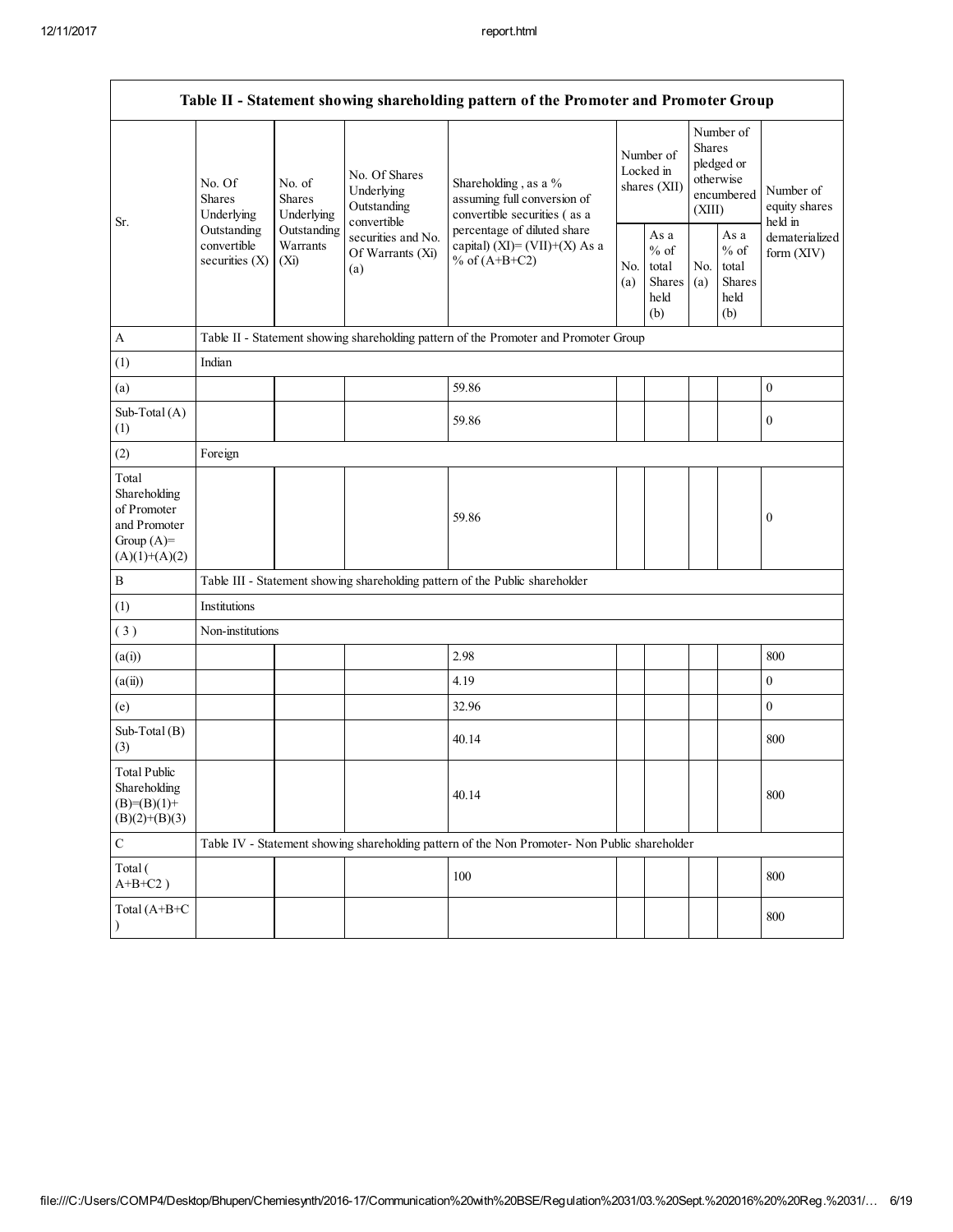| Table II - Statement showing shareholding pattern of the Promoter and Promoter Group | | | | | | | | | |
|---|---|---|---|---|---|---|---|---|---|
| Sr. | No. Of Shares Underlying Outstanding convertible securities (X) | No. of Shares Underlying Outstanding Warrants (Xi) | No. Of Shares Underlying Outstanding convertible securities and No. Of Warrants (Xi) (a) | Shareholding , as a % assuming full conversion of convertible securities ( as a percentage of diluted share capital) (XI)= (VII)+(X) As a % of (A+B+C2) | Number of Locked in shares (XII) | | Number of Shares pledged or otherwise encumbered (XIII) | | Number of equity shares held in dematerialized form (XIV) |
| | | | | | No. (a) | As a % of total Shares held (b) | No. (a) | As a % of total Shares held (b) | |
| A | Table II - Statement showing shareholding pattern of the Promoter and Promoter Group | | | | | | | | |
| (1) | Indian | | | | | | | | |
| (a) | | | | 59.86 | | | | | 0 |
| Sub-Total (A) (1) | | | | 59.86 | | | | | 0 |
| (2) | Foreign | | | | | | | | |
| Total Shareholding of Promoter and Promoter Group (A)= (A)(1)+(A)(2) | | | | 59.86 | | | | | 0 |
| B | Table III - Statement showing shareholding pattern of the Public shareholder | | | | | | | | |
| (1) | Institutions | | | | | | | | |
| ( 3 ) | Non-institutions | | | | | | | | |
| (a(i)) | | | | 2.98 | | | | | 800 |
| (a(ii)) | | | | 4.19 | | | | | 0 |
| (e) | | | | 32.96 | | | | | 0 |
| Sub-Total (B) (3) | | | | 40.14 | | | | | 800 |
| Total Public Shareholding (B)=(B)(1)+(B)(2)+(B)(3) | | | | 40.14 | | | | | 800 |
| C | Table IV - Statement showing shareholding pattern of the Non Promoter- Non Public shareholder | | | | | | | | |
| Total ( A+B+C2 ) | | | | 100 | | | | | 800 |
| Total (A+B+C ) | | | | | | | | | 800 |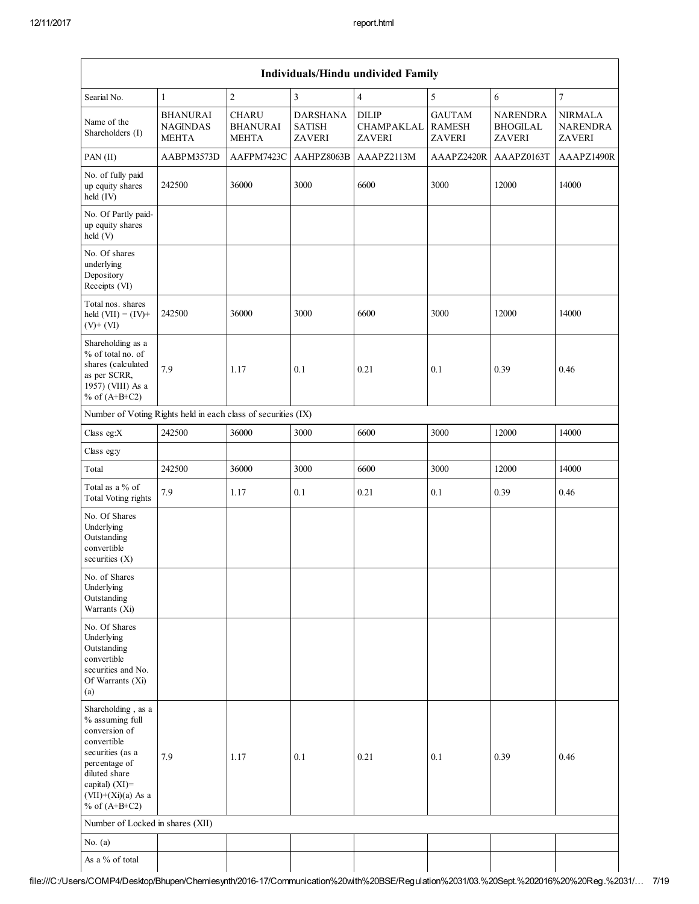| Individuals/Hindu undivided Family | | | | | | | |
|---|---|---|---|---|---|---|---|
| Searial No. | 1 | 2 | 3 | 4 | 5 | 6 | 7 |
| Name of the Shareholders (I) | BHANURAI NAGINDAS MEHTA | CHARU BHANURAI MEHTA | DARSHANA SATISH ZAVERI | DILIP CHAMPAKLAL ZAVERI | GAUTAM RAMESH ZAVERI | NARENDRA BHOGILAL ZAVERI | NIRMALA NARENDRA ZAVERI |
| PAN (II) | AABPM3573D | AAFPM7423C | AAHPZ8063B | AAAPZ2113M | AAAPZ2420R | AAAPZ0163T | AAAPZ1490R |
| No. of fully paid up equity shares held (IV) | 242500 | 36000 | 3000 | 6600 | 3000 | 12000 | 14000 |
| No. Of Partly paid-up equity shares held (V) | | | | | | | |
| No. Of shares underlying Depository Receipts (VI) | | | | | | | |
| Total nos. shares held (VII) = (IV)+ (V)+ (VI) | 242500 | 36000 | 3000 | 6600 | 3000 | 12000 | 14000 |
| Shareholding as a % of total no. of shares (calculated as per SCRR, 1957) (VIII) As a % of (A+B+C2) | 7.9 | 1.17 | 0.1 | 0.21 | 0.1 | 0.39 | 0.46 |
| Number of Voting Rights held in each class of securities (IX) | | | | | | | |
| Class eg:X | 242500 | 36000 | 3000 | 6600 | 3000 | 12000 | 14000 |
| Class eg:y | | | | | | | |
| Total | 242500 | 36000 | 3000 | 6600 | 3000 | 12000 | 14000 |
| Total as a % of Total Voting rights | 7.9 | 1.17 | 0.1 | 0.21 | 0.1 | 0.39 | 0.46 |
| No. Of Shares Underlying Outstanding convertible securities (X) | | | | | | | |
| No. of Shares Underlying Outstanding Warrants (Xi) | | | | | | | |
| No. Of Shares Underlying Outstanding convertible securities and No. Of Warrants (Xi) (a) | | | | | | | |
| Shareholding , as a % assuming full conversion of convertible securities (as a percentage of diluted share capital) (XI)= (VII)+(Xi)(a) As a % of (A+B+C2) | 7.9 | 1.17 | 0.1 | 0.21 | 0.1 | 0.39 | 0.46 |
| Number of Locked in shares (XII) | | | | | | | |
| No. (a) | | | | | | | |
| As a % of total | | | | | | | |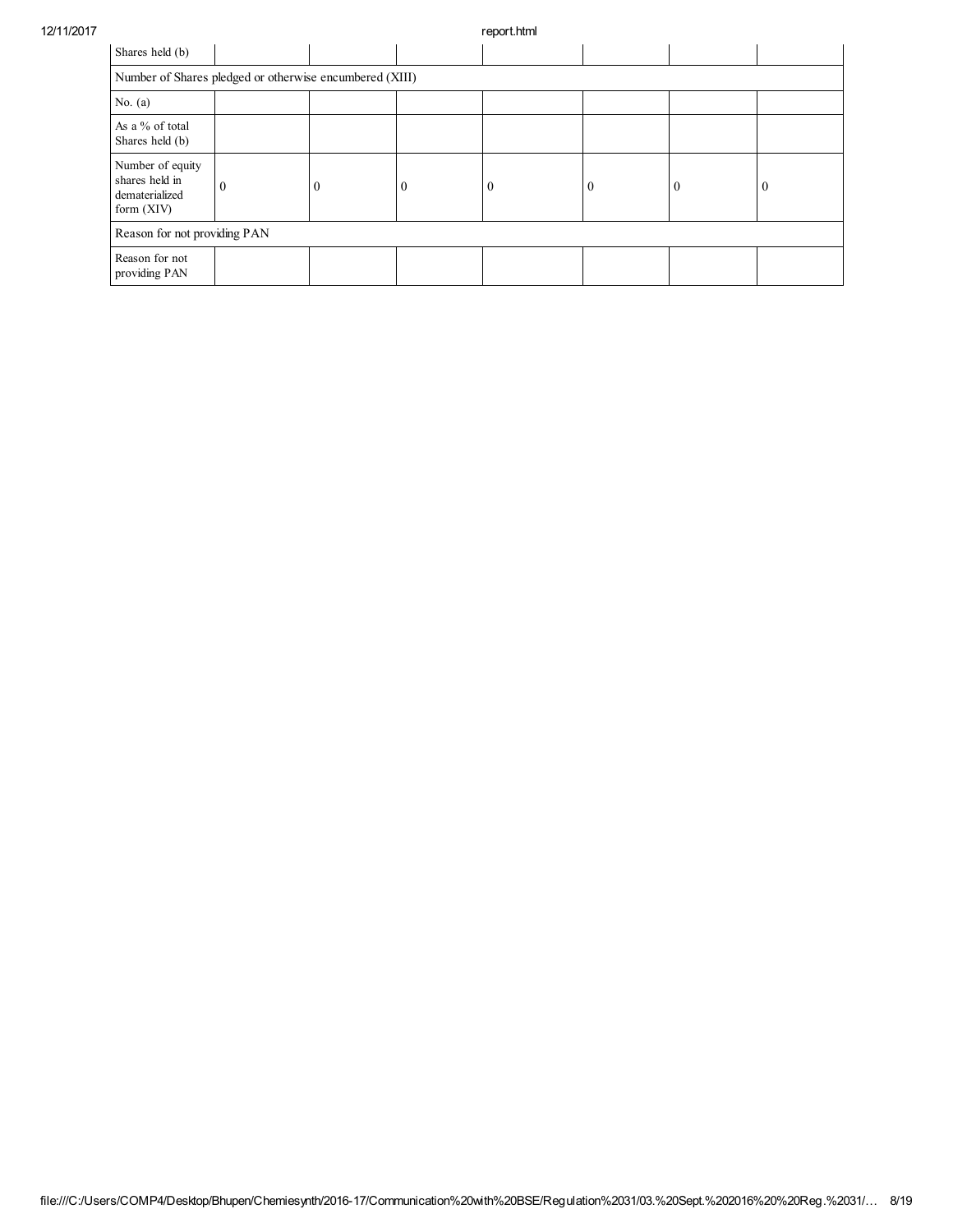| Shares held (b) | | | | | | | |
|---|---|---|---|---|---|---|---|
| Number of Shares pledged or otherwise encumbered (XIII) | | | | | | | |
| No. (a) | | | | | | | |
| As a % of total Shares held (b) | | | | | | | |
| Number of equity shares held in dematerialized form (XIV) | 0 | 0 | 0 | 0 | 0 | 0 | 0 |
| Reason for not providing PAN | | | | | | | |
| Reason for not providing PAN | | | | | | | |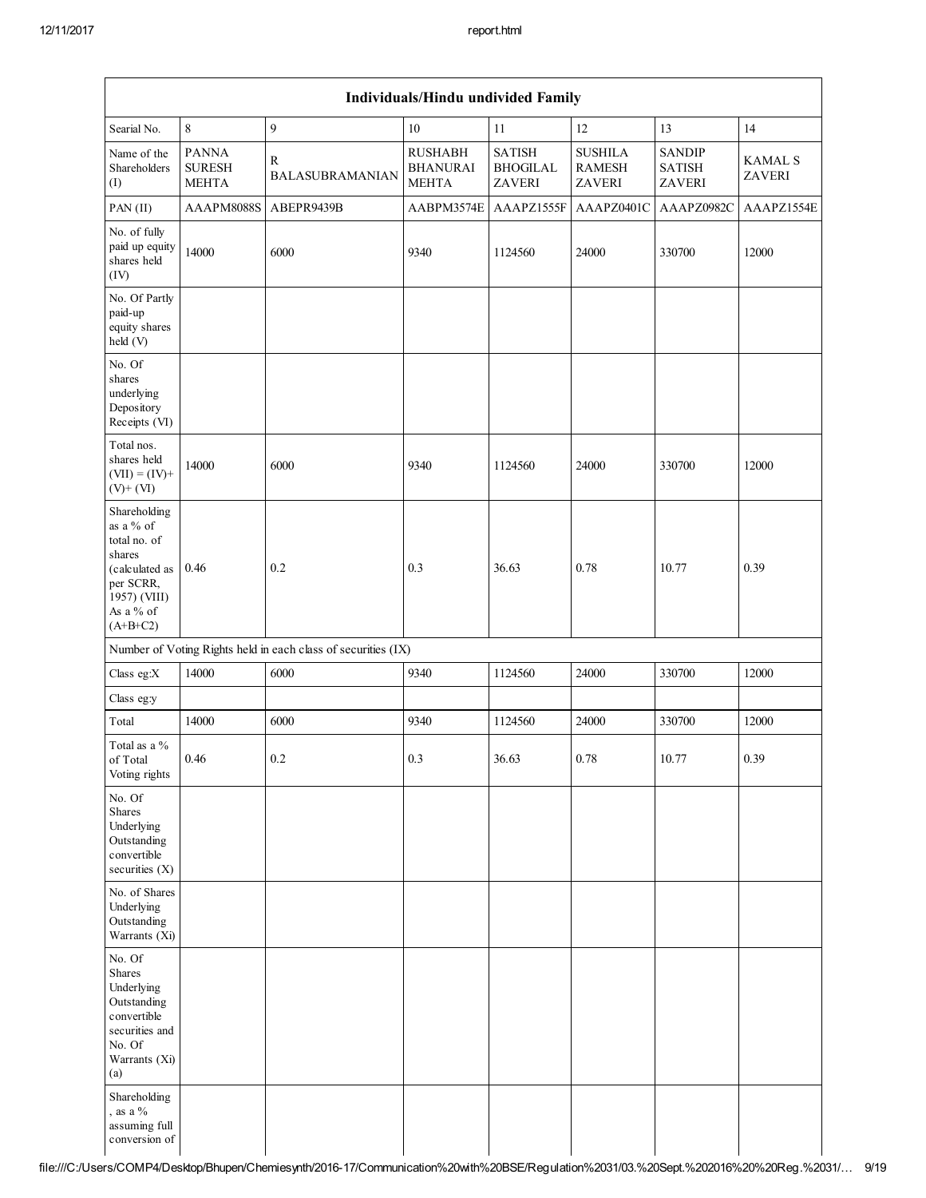| Individuals/Hindu undivided Family | | | | | | | |
|---|---|---|---|---|---|---|---|
| Searial No. | 8 | 9 | 10 | 11 | 12 | 13 | 14 |
| Name of the Shareholders (I) | PANNA SURESH MEHTA | R BALASUBRAMANIAN | RUSHABH BHANURAI MEHTA | SATISH BHOGILAL ZAVERI | SUSHILA RAMESH ZAVERI | SANDIP SATISH ZAVERI | KAMAL S ZAVERI |
| PAN (II) | AAAPM8088S | ABEPR9439B | AABPM3574E | AAAPZ1555F | AAAPZ0401C | AAAPZ0982C | AAAPZ1554E |
| No. of fully paid up equity shares held (IV) | 14000 | 6000 | 9340 | 1124560 | 24000 | 330700 | 12000 |
| No. Of Partly paid-up equity shares held (V) | | | | | | | |
| No. Of shares underlying Depository Receipts (VI) | | | | | | | |
| Total nos. shares held (VII) = (IV)+ (V)+ (VI) | 14000 | 6000 | 9340 | 1124560 | 24000 | 330700 | 12000 |
| Shareholding as a % of total no. of shares (calculated as per SCRR, 1957) (VIII) As a % of (A+B+C2) | 0.46 | 0.2 | 0.3 | 36.63 | 0.78 | 10.77 | 0.39 |
| Number of Voting Rights held in each class of securities (IX) | | | | | | | |
| Class eg:X | 14000 | 6000 | 9340 | 1124560 | 24000 | 330700 | 12000 |
| Class eg:y | | | | | | | |
| Total | 14000 | 6000 | 9340 | 1124560 | 24000 | 330700 | 12000 |
| Total as a % of Total Voting rights | 0.46 | 0.2 | 0.3 | 36.63 | 0.78 | 10.77 | 0.39 |
| No. Of Shares Underlying Outstanding convertible securities (X) | | | | | | | |
| No. of Shares Underlying Outstanding Warrants (Xi) | | | | | | | |
| No. Of Shares Underlying Outstanding convertible securities and No. Of Warrants (Xi) (a) | | | | | | | |
| Shareholding , as a % assuming full conversion of | | | | | | | |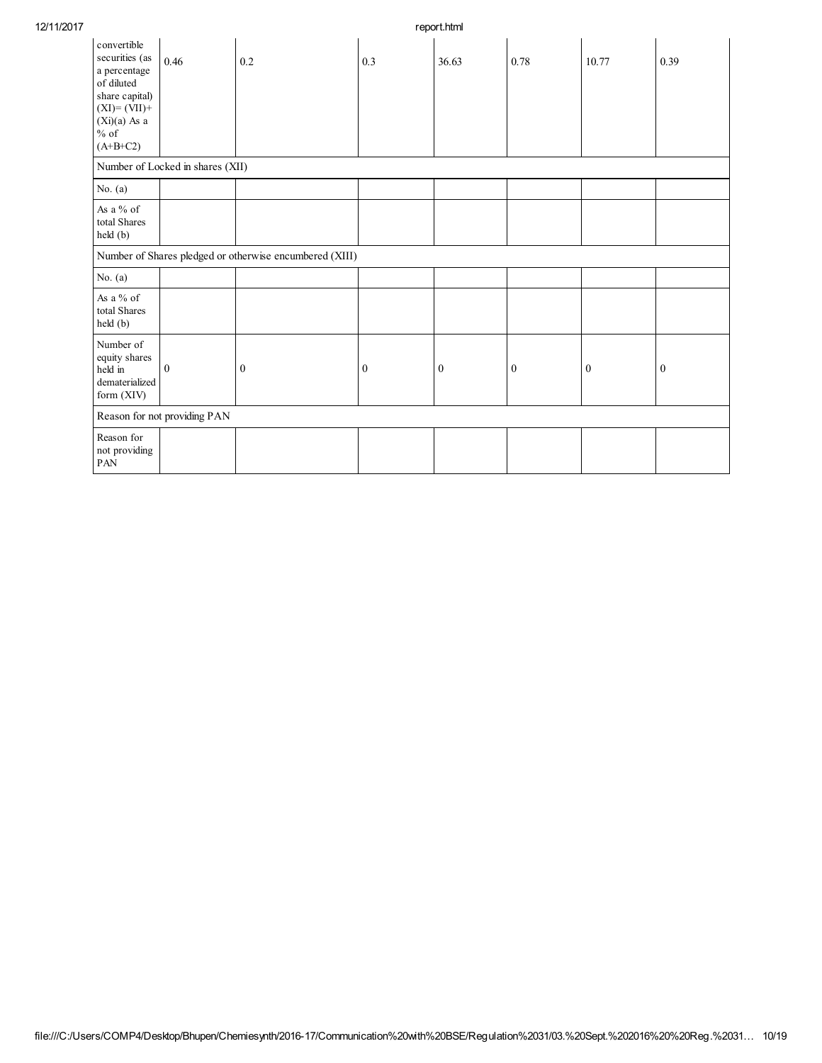| convertible securities (as a percentage of diluted share capital) (XI)= (VII)+(Xi)(a) As a % of (A+B+C2) | 0.46 | 0.2 | 0.3 | 36.63 | 0.78 | 10.77 | 0.39 |
|---|---|---|---|---|---|---|---|
| Number of Locked in shares (XII) | | | | | | | |
| No. (a) | | | | | | | |
| As a % of total Shares held (b) | | | | | | | |
| Number of Shares pledged or otherwise encumbered (XIII) | | | | | | | |
| No. (a) | | | | | | | |
| As a % of total Shares held (b) | | | | | | | |
| Number of equity shares held in dematerialized form (XIV) | 0 | 0 | 0 | 0 | 0 | 0 | 0 |
| Reason for not providing PAN | | | | | | | |
| Reason for not providing PAN | | | | | | | |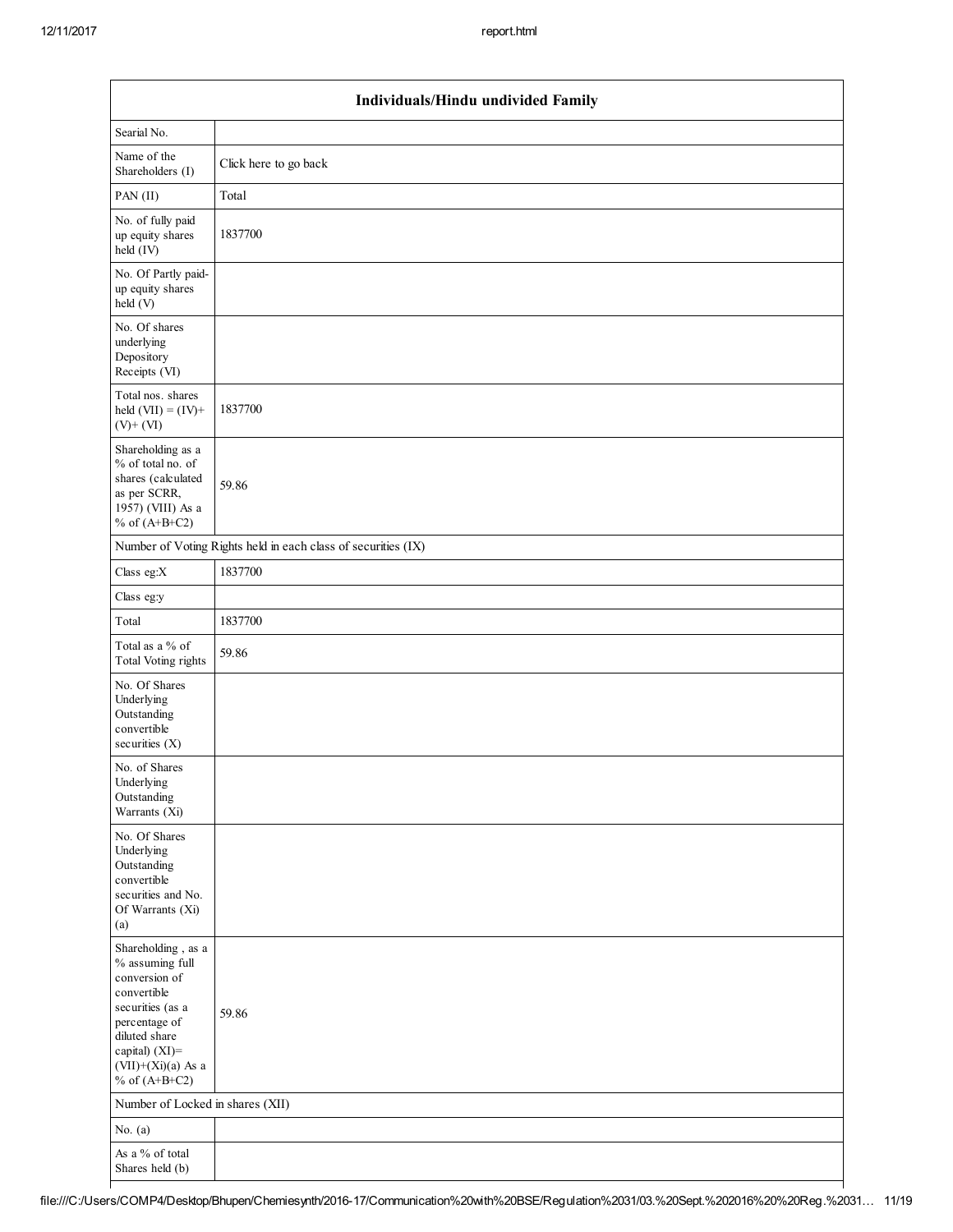| Individuals/Hindu undivided Family | |
|---|---|
| Searial No. | |
| Name of the Shareholders (I) | Click here to go back |
| PAN (II) | Total |
| No. of fully paid up equity shares held (IV) | 1837700 |
| No. Of Partly paid-up equity shares held (V) | |
| No. Of shares underlying Depository Receipts (VI) | |
| Total nos. shares held (VII) = (IV)+ (V)+ (VI) | 1837700 |
| Shareholding as a % of total no. of shares (calculated as per SCRR, 1957) (VIII) As a % of (A+B+C2) | 59.86 |
| Number of Voting Rights held in each class of securities (IX) | |
| Class eg:X | 1837700 |
| Class eg:y | |
| Total | 1837700 |
| Total as a % of Total Voting rights | 59.86 |
| No. Of Shares Underlying Outstanding convertible securities (X) | |
| No. of Shares Underlying Outstanding Warrants (Xi) | |
| No. Of Shares Underlying Outstanding convertible securities and No. Of Warrants (Xi) (a) | |
| Shareholding , as a % assuming full conversion of convertible securities (as a percentage of diluted share capital) (XI)= (VII)+(Xi)(a) As a % of (A+B+C2) | 59.86 |
| Number of Locked in shares (XII) | |
| No. (a) | |
| As a % of total Shares held (b) | |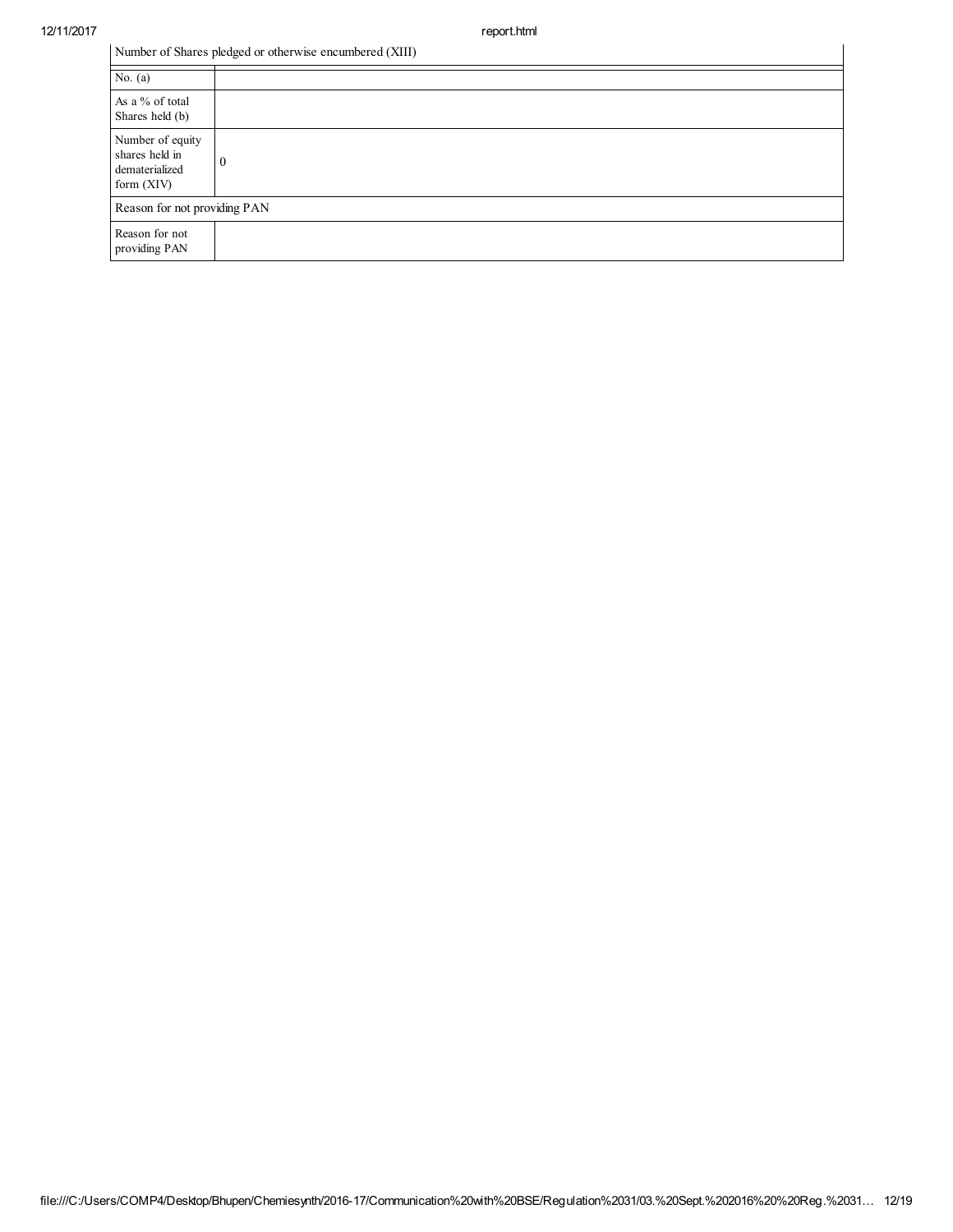| Number of Shares pledged or otherwise encumbered (XIII) | |
|---|---|
| No. (a) | |
| As a % of total Shares held (b) | |
| Number of equity shares held in dematerialized form (XIV) | 0 |
| Reason for not providing PAN | |
| Reason for not providing PAN | |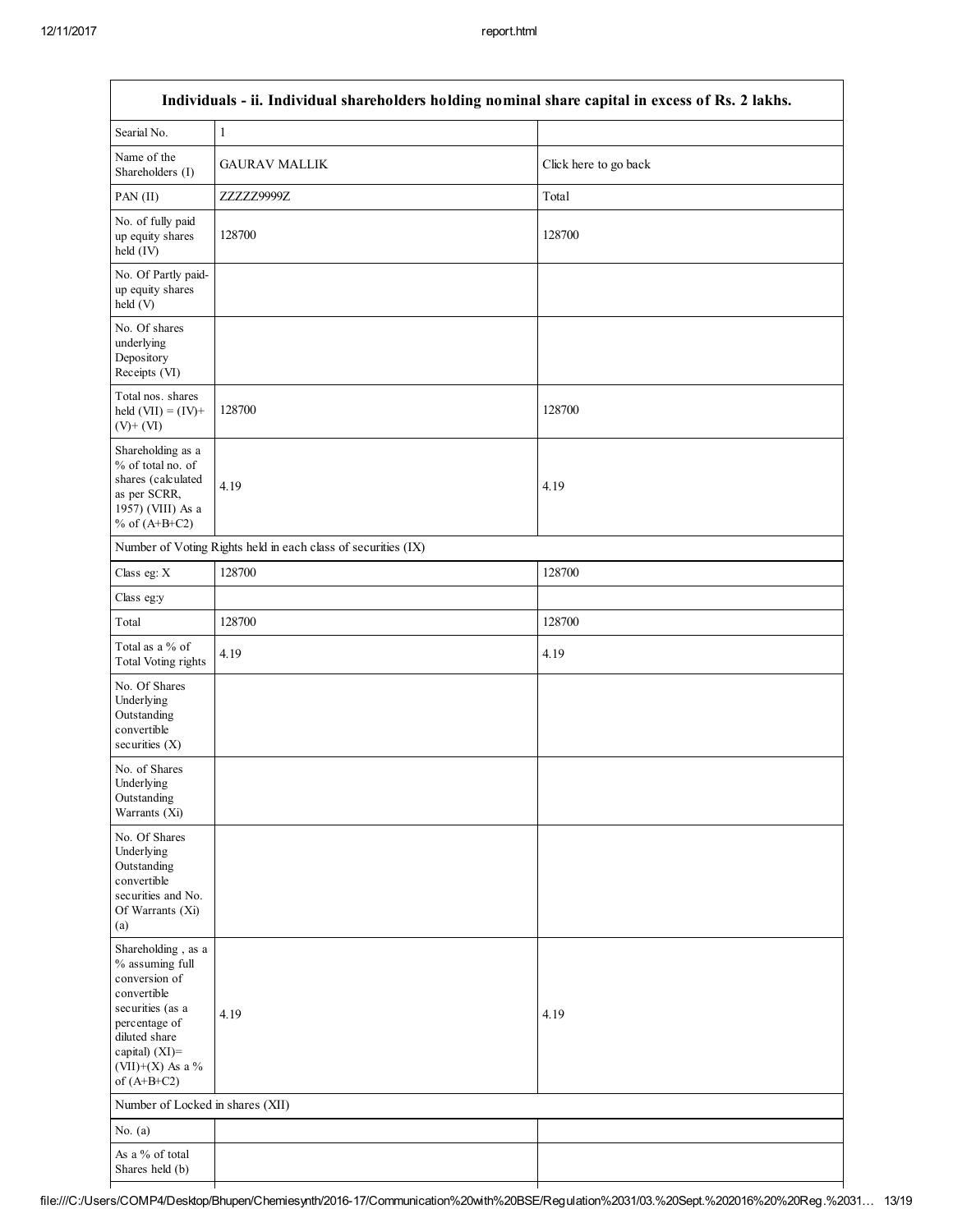| Individuals - ii. Individual shareholders holding nominal share capital in excess of Rs. 2 lakhs. | | |
|---|---|---|
| Searial No. | 1 | |
| Name of the Shareholders (I) | GAURAV MALLIK | Click here to go back |
| PAN (II) | ZZZZZ9999Z | Total |
| No. of fully paid up equity shares held (IV) | 128700 | 128700 |
| No. Of Partly paid-up equity shares held (V) | | |
| No. Of shares underlying Depository Receipts (VI) | | |
| Total nos. shares held (VII) = (IV)+ (V)+ (VI) | 128700 | 128700 |
| Shareholding as a % of total no. of shares (calculated as per SCRR, 1957) (VIII) As a % of (A+B+C2) | 4.19 | 4.19 |
| Number of Voting Rights held in each class of securities (IX) | | |
| Class eg: X | 128700 | 128700 |
| Class eg:y | | |
| Total | 128700 | 128700 |
| Total as a % of Total Voting rights | 4.19 | 4.19 |
| No. Of Shares Underlying Outstanding convertible securities (X) | | |
| No. of Shares Underlying Outstanding Warrants (Xi) | | |
| No. Of Shares Underlying Outstanding convertible securities and No. Of Warrants (Xi) (a) | | |
| Shareholding , as a % assuming full conversion of convertible securities (as a percentage of diluted share capital) (XI)= (VII)+(X) As a % of (A+B+C2) | 4.19 | 4.19 |
| Number of Locked in shares (XII) | | |
| No. (a) | | |
| As a % of total Shares held (b) | | |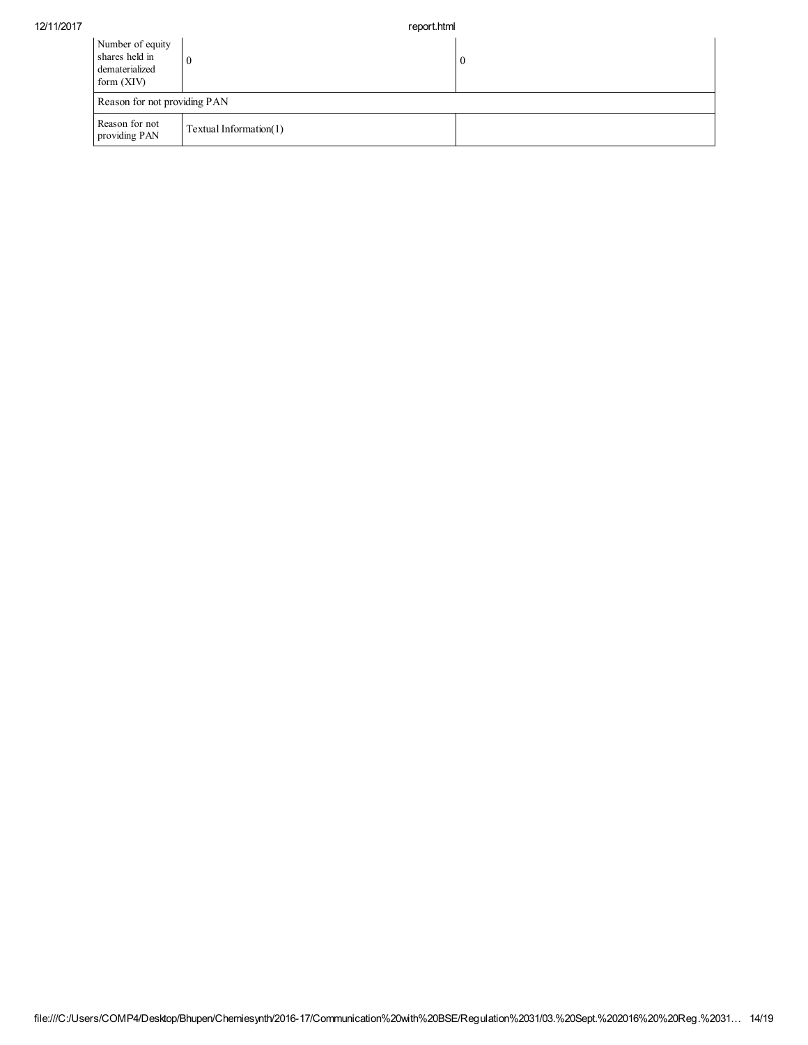| | | |
|---|---|---|
| Number of equity shares held in dematerialized form (XIV) | 0 | 0 |
| Reason for not providing PAN | | |
| Reason for not providing PAN | Textual Information(1) | |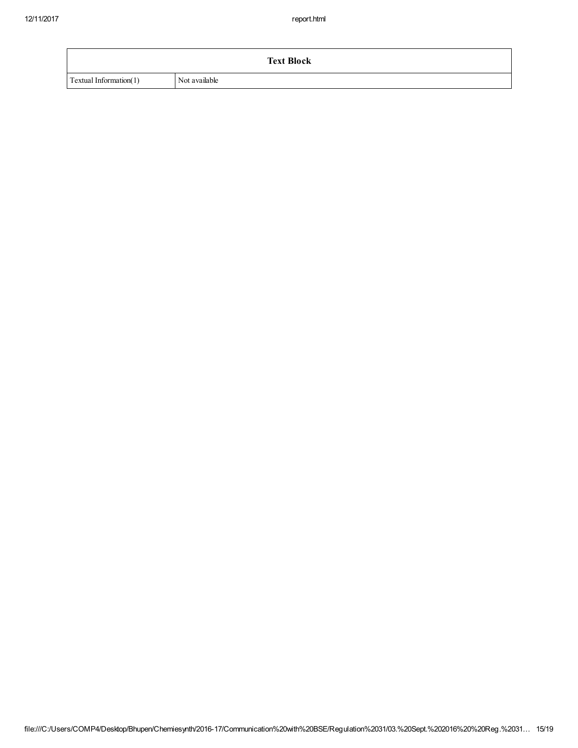| Text Block | |
|---|---|
| Textual Information(1) | Not available |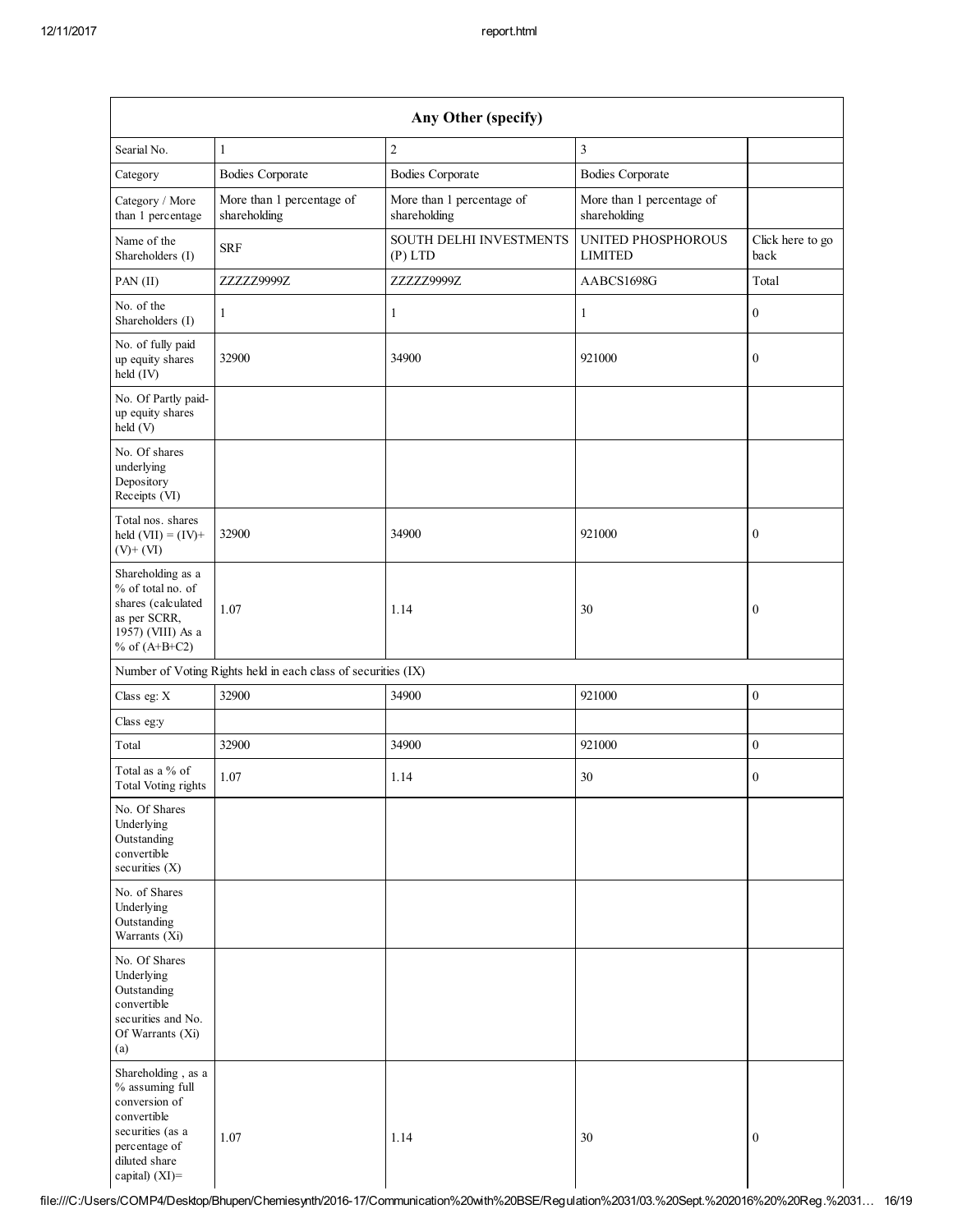| Any Other (specify) | | | | |
|---|---|---|---|---|
| Searial No. | 1 | 2 | 3 | |
| Category | Bodies Corporate | Bodies Corporate | Bodies Corporate | |
| Category / More than 1 percentage | More than 1 percentage of shareholding | More than 1 percentage of shareholding | More than 1 percentage of shareholding | |
| Name of the Shareholders (I) | SRF | SOUTH DELHI INVESTMENTS (P) LTD | UNITED PHOSPHOROUS LIMITED | Click here to go back |
| PAN (II) | ZZZZZ9999Z | ZZZZZ9999Z | AABCS1698G | Total |
| No. of the Shareholders (I) | 1 | 1 | 1 | 0 |
| No. of fully paid up equity shares held (IV) | 32900 | 34900 | 921000 | 0 |
| No. Of Partly paid-up equity shares held (V) | | | | |
| No. Of shares underlying Depository Receipts (VI) | | | | |
| Total nos. shares held (VII) = (IV)+ (V)+ (VI) | 32900 | 34900 | 921000 | 0 |
| Shareholding as a % of total no. of shares (calculated as per SCRR, 1957) (VIII) As a % of (A+B+C2) | 1.07 | 1.14 | 30 | 0 |
| Number of Voting Rights held in each class of securities (IX) | | | | |
| Class eg: X | 32900 | 34900 | 921000 | 0 |
| Class eg:y | | | | |
| Total | 32900 | 34900 | 921000 | 0 |
| Total as a % of Total Voting rights | 1.07 | 1.14 | 30 | 0 |
| No. Of Shares Underlying Outstanding convertible securities (X) | | | | |
| No. of Shares Underlying Outstanding Warrants (Xi) | | | | |
| No. Of Shares Underlying Outstanding convertible securities and No. Of Warrants (Xi) (a) | | | | |
| Shareholding , as a % assuming full conversion of convertible securities (as a percentage of diluted share capital) (XI)= | 1.07 | 1.14 | 30 | 0 |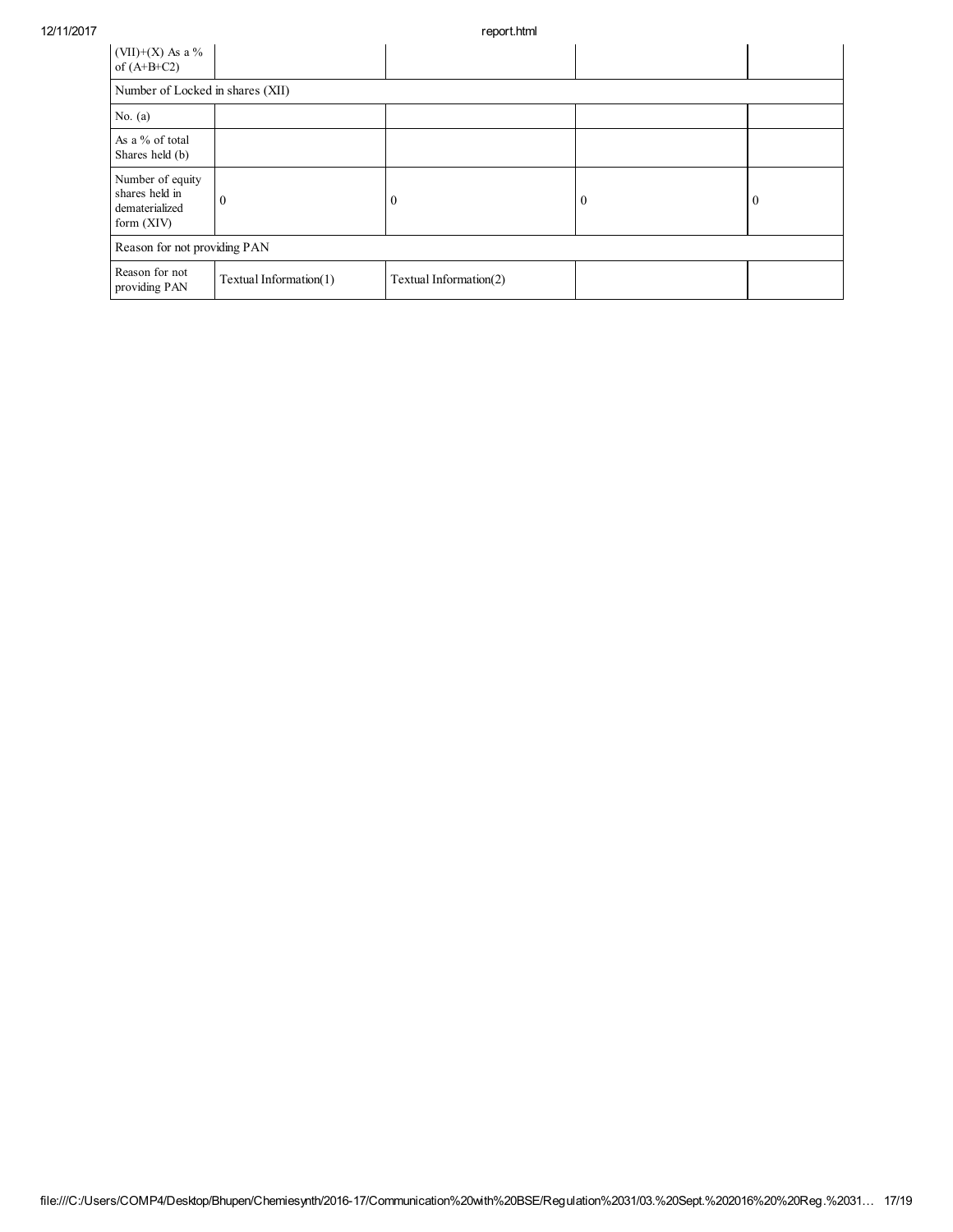| | | | | |
|---|---|---|---|---|
| (VII)+(X) As a % of (A+B+C2) | | | | |
| Number of Locked in shares (XII) | | | | |
| No. (a) | | | | |
| As a % of total Shares held (b) | | | | |
| Number of equity shares held in dematerialized form (XIV) | 0 | 0 | 0 | 0 |
| Reason for not providing PAN | | | | |
| Reason for not providing PAN | Textual Information(1) | Textual Information(2) | | |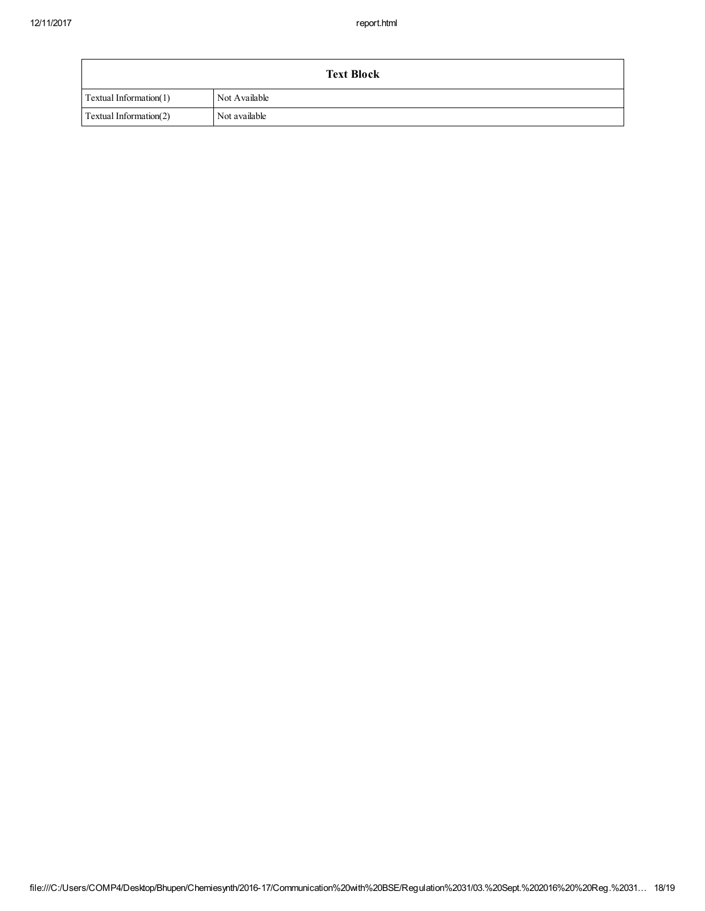| Text Block | |
| --- | --- |
| Textual Information(1) | Not Available |
| Textual Information(2) | Not available |